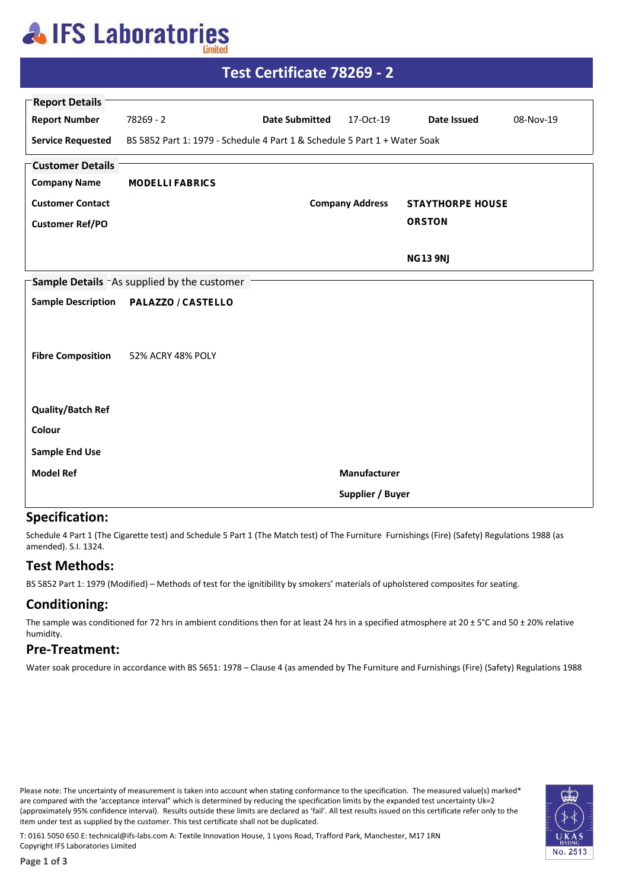# IFS Laboratories Limited

## Test Certificate 78269 - 2

### Report Details

| | | | | | |
|---|---|---|---|---|---|
| **Report Number** | 78269 - 2 | **Date Submitted** | 17-Oct-19 | **Date Issued** | 08-Nov-19 |
| **Service Requested** | BS 5852 Part 1: 1979 - Schedule 4 Part 1 & Schedule 5 Part 1 + Water Soak | | | | |

### Customer Details

| | | | |
|---|---|---|---|
| **Company Name** | **MODELLI FABRICS** | | |
| **Customer Contact** | | **Company Address** | **STAYTHORPE HOUSE** |
| **Customer Ref/PO** | | | **ORSTON** |
| | | | **NG13 9NJ** |

### Sample Details - As supplied by the customer

| | | | |
|---|---|---|---|
| **Sample Description** | **PALAZZO / CASTELLO** | | |
| **Fibre Composition** | 52% ACRY 48% POLY | | |
| **Quality/Batch Ref** | | | |
| **Colour** | | | |
| **Sample End Use** | | | |
| **Model Ref** | | **Manufacturer** | |
| | | **Supplier / Buyer** | |

## Specification:

Schedule 4 Part 1 (The Cigarette test) and Schedule 5 Part 1 (The Match test) of The Furniture Furnishings (Fire) (Safety) Regulations 1988 (as amended). S.I. 1324.

## Test Methods:

BS 5852 Part 1: 1979 (Modified) – Methods of test for the ignitibility by smokers' materials of upholstered composites for seating.

## Conditioning:

The sample was conditioned for 72 hrs in ambient conditions then for at least 24 hrs in a specified atmosphere at 20 ± 5°C and 50 ± 20% relative humidity.

## Pre-Treatment:

Water soak procedure in accordance with BS 5651: 1978 – Clause 4 (as amended by The Furniture and Furnishings (Fire) (Safety) Regulations 1988

Please note: The uncertainty of measurement is taken into account when stating conformance to the specification. The measured value(s) marked* are compared with the 'acceptance interval" which is determined by reducing the specification limits by the expanded test uncertainty Uk=2 (approximately 95% confidence interval). Results outside these limits are declared as 'fail'. All test results issued on this certificate refer only to the item under test as supplied by the customer. This test certificate shall not be duplicated.

T: 0161 5050 650 E: technical@ifs-labs.com A: Textile Innovation House, 1 Lyons Road, Trafford Park, Manchester, M17 1RN
Copyright IFS Laboratories Limited

UKAS TESTING No. 2513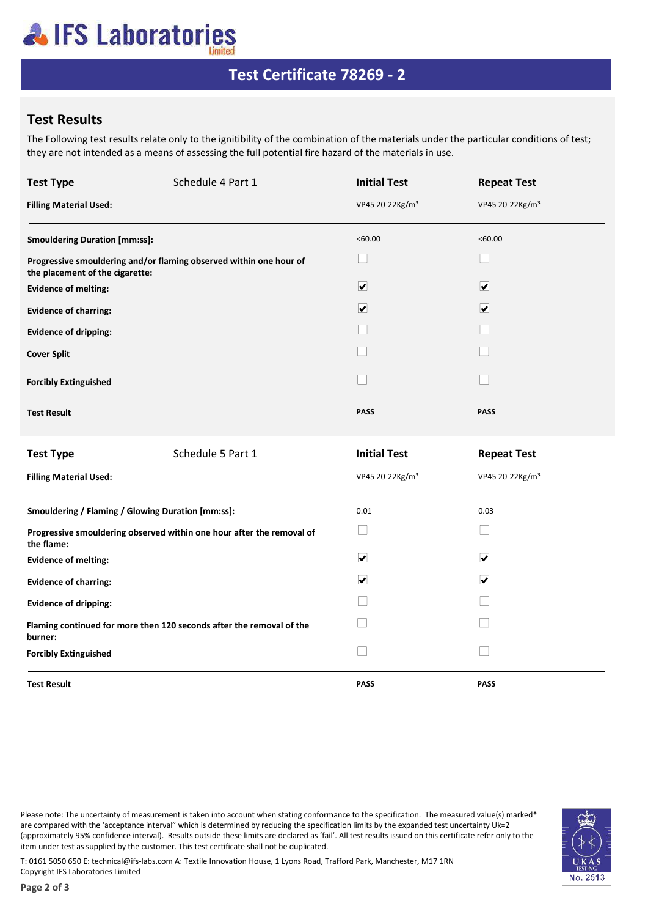# Test Certificate 78269 - 2

## Test Results

The Following test results relate only to the ignitibility of the combination of the materials under the particular conditions of test; they are not intended as a means of assessing the full potential fire hazard of the materials in use.

| **Test Type** Schedule 4 Part 1 | **Initial Test** | **Repeat Test** |
|---|---|---|
| **Filling Material Used:** | VP45 20-22Kg/m³ | VP45 20-22Kg/m³ |
| **Smouldering Duration [mm:ss]:** | <60.00 | <60.00 |
| **Progressive smouldering and/or flaming observed within one hour of the placement of the cigarette:** | ☐ | ☐ |
| **Evidence of melting:** | ☑ | ☑ |
| **Evidence of charring:** | ☑ | ☑ |
| **Evidence of dripping:** | ☐ | ☐ |
| **Cover Split** | ☐ | ☐ |
| **Forcibly Extinguished** | ☐ | ☐ |
| **Test Result** | **PASS** | **PASS** |

| **Test Type** Schedule 5 Part 1 | **Initial Test** | **Repeat Test** |
|---|---|---|
| **Filling Material Used:** | VP45 20-22Kg/m³ | VP45 20-22Kg/m³ |
| **Smouldering / Flaming / Glowing Duration [mm:ss]:** | 0.01 | 0.03 |
| **Progressive smouldering observed within one hour after the removal of the flame:** | ☐ | ☐ |
| **Evidence of melting:** | ☑ | ☑ |
| **Evidence of charring:** | ☑ | ☑ |
| **Evidence of dripping:** | ☐ | ☐ |
| **Flaming continued for more then 120 seconds after the removal of the burner:** | ☐ | ☐ |
| **Forcibly Extinguished** | ☐ | ☐ |
| **Test Result** | **PASS** | **PASS** |

Please note: The uncertainty of measurement is taken into account when stating conformance to the specification. The measured value(s) marked* are compared with the 'acceptance interval" which is determined by reducing the specification limits by the expanded test uncertainty Uk=2 (approximately 95% confidence interval). Results outside these limits are declared as 'fail'. All test results issued on this certificate refer only to the item under test as supplied by the customer. This test certificate shall not be duplicated.

T: 0161 5050 650 E: technical@ifs-labs.com A: Textile Innovation House, 1 Lyons Road, Trafford Park, Manchester, M17 1RN
Copyright IFS Laboratories Limited

UKAS TESTING No. 2513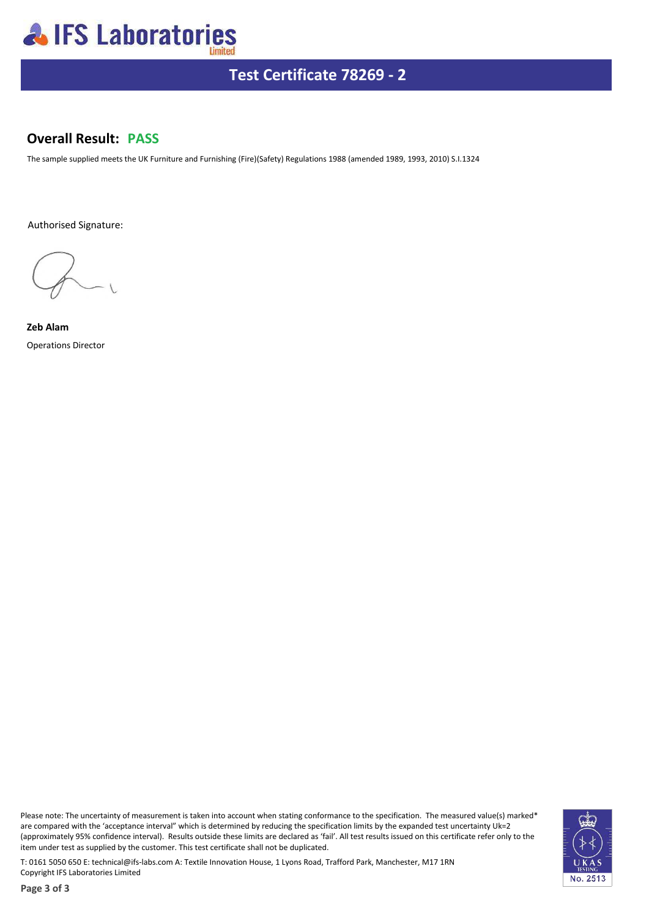IFS Laboratories Limited

# Test Certificate 78269 - 2

## Overall Result: PASS

The sample supplied meets the UK Furniture and Furnishing (Fire)(Safety) Regulations 1988 (amended 1989, 1993, 2010) S.I.1324

Authorised Signature:

**Zeb Alam**
Operations Director

Please note: The uncertainty of measurement is taken into account when stating conformance to the specification. The measured value(s) marked* are compared with the 'acceptance interval" which is determined by reducing the specification limits by the expanded test uncertainty Uk=2 (approximately 95% confidence interval). Results outside these limits are declared as 'fail'. All test results issued on this certificate refer only to the item under test as supplied by the customer. This test certificate shall not be duplicated.

T: 0161 5050 650 E: technical@ifs-labs.com A: Textile Innovation House, 1 Lyons Road, Trafford Park, Manchester, M17 1RN
Copyright IFS Laboratories Limited

UKAS TESTING No. 2513